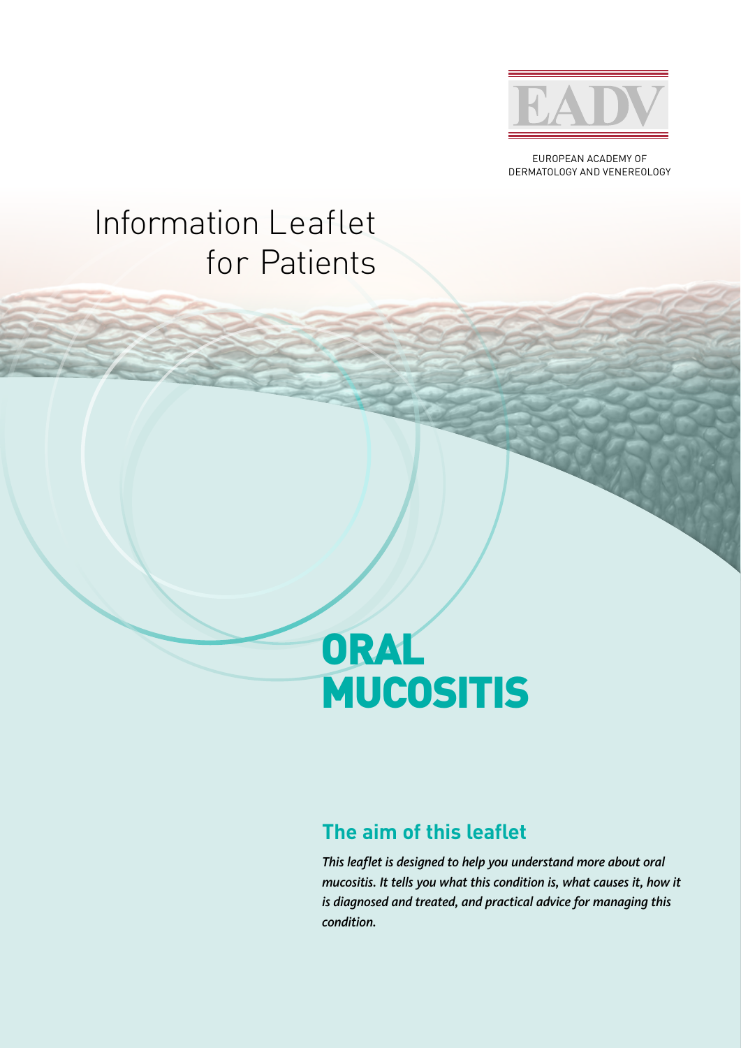EADV

EUROPEAN ACADEMY OF DERMATOLOGY AND VENEREOLOGY

# Information Leaflet for Patients

# ORAL MUCOSITIS

## The aim of this leaflet

*This leaflet is designed to help you understand more about oral mucositis. It tells you what this condition is, what causes it, how it is diagnosed and treated, and practical advice for managing this condition.*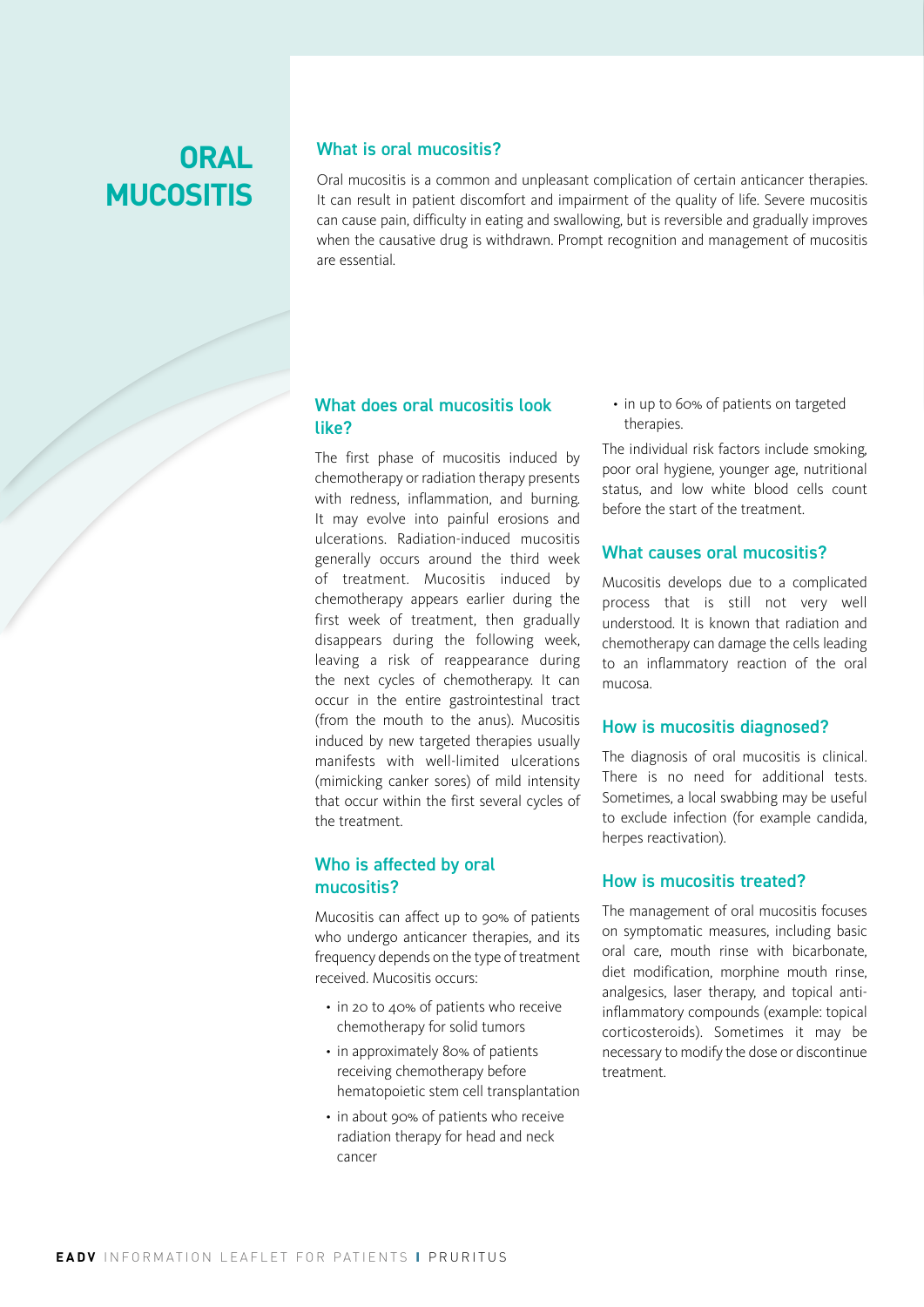# ORAL MUCOSITIS

## What is oral mucositis?

Oral mucositis is a common and unpleasant complication of certain anticancer therapies. It can result in patient discomfort and impairment of the quality of life. Severe mucositis can cause pain, difficulty in eating and swallowing, but is reversible and gradually improves when the causative drug is withdrawn. Prompt recognition and management of mucositis are essential.

## What does oral mucositis look like?

The first phase of mucositis induced by chemotherapy or radiation therapy presents with redness, inflammation, and burning. It may evolve into painful erosions and ulcerations. Radiation-induced mucositis generally occurs around the third week of treatment. Mucositis induced by chemotherapy appears earlier during the first week of treatment, then gradually disappears during the following week, leaving a risk of reappearance during the next cycles of chemotherapy. It can occur in the entire gastrointestinal tract (from the mouth to the anus). Mucositis induced by new targeted therapies usually manifests with well-limited ulcerations (mimicking canker sores) of mild intensity that occur within the first several cycles of the treatment.

## Who is affected by oral mucositis?

Mucositis can affect up to 90% of patients who undergo anticancer therapies, and its frequency depends on the type of treatment received. Mucositis occurs:

- in 20 to 40% of patients who receive chemotherapy for solid tumors
- in approximately 80% of patients receiving chemotherapy before hematopoietic stem cell transplantation
- in about 90% of patients who receive radiation therapy for head and neck cancer
- in up to 60% of patients on targeted therapies.

The individual risk factors include smoking, poor oral hygiene, younger age, nutritional status, and low white blood cells count before the start of the treatment.

## What causes oral mucositis?

Mucositis develops due to a complicated process that is still not very well understood. It is known that radiation and chemotherapy can damage the cells leading to an inflammatory reaction of the oral mucosa.

## How is mucositis diagnosed?

The diagnosis of oral mucositis is clinical. There is no need for additional tests. Sometimes, a local swabbing may be useful to exclude infection (for example candida, herpes reactivation).

## How is mucositis treated?

The management of oral mucositis focuses on symptomatic measures, including basic oral care, mouth rinse with bicarbonate, diet modification, morphine mouth rinse, analgesics, laser therapy, and topical anti-inflammatory compounds (example: topical corticosteroids). Sometimes it may be necessary to modify the dose or discontinue treatment.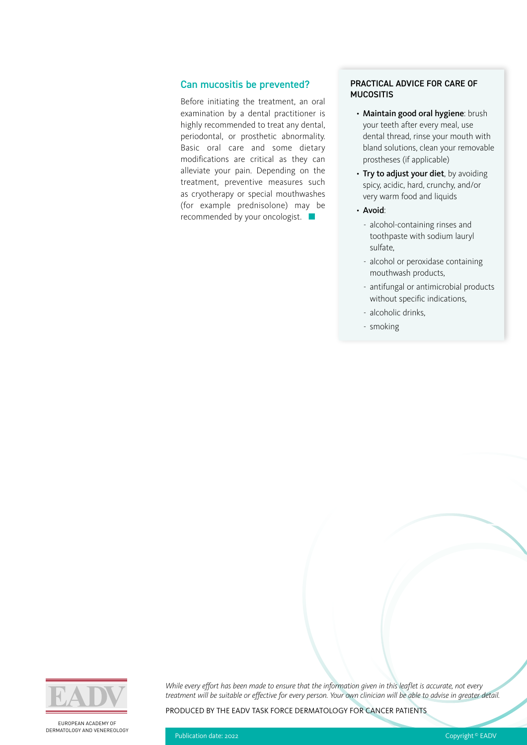## Can mucositis be prevented?

Before initiating the treatment, an oral examination by a dental practitioner is highly recommended to treat any dental, periodontal, or prosthetic abnormality. Basic oral care and some dietary modifications are critical as they can alleviate your pain. Depending on the treatment, preventive measures such as cryotherapy or special mouthwashes (for example prednisolone) may be recommended by your oncologist.

### PRACTICAL ADVICE FOR CARE OF MUCOSITIS

- **Maintain good oral hygiene**: brush your teeth after every meal, use dental thread, rinse your mouth with bland solutions, clean your removable prostheses (if applicable)
- **Try to adjust your diet**, by avoiding spicy, acidic, hard, crunchy, and/or very warm food and liquids
- **Avoid**:
  - alcohol-containing rinses and toothpaste with sodium lauryl sulfate,
  - alcohol or peroxidase containing mouthwash products,
  - antifungal or antimicrobial products without specific indications,
  - alcoholic drinks,
  - smoking

EADV

EUROPEAN ACADEMY OF DERMATOLOGY AND VENEREOLOGY

*While every effort has been made to ensure that the information given in this leaflet is accurate, not every treatment will be suitable or effective for every person. Your own clinician will be able to advise in greater detail.*

PRODUCED BY THE EADV TASK FORCE DERMATOLOGY FOR CANCER PATIENTS

Publication date: 2022

Copyright © EADV